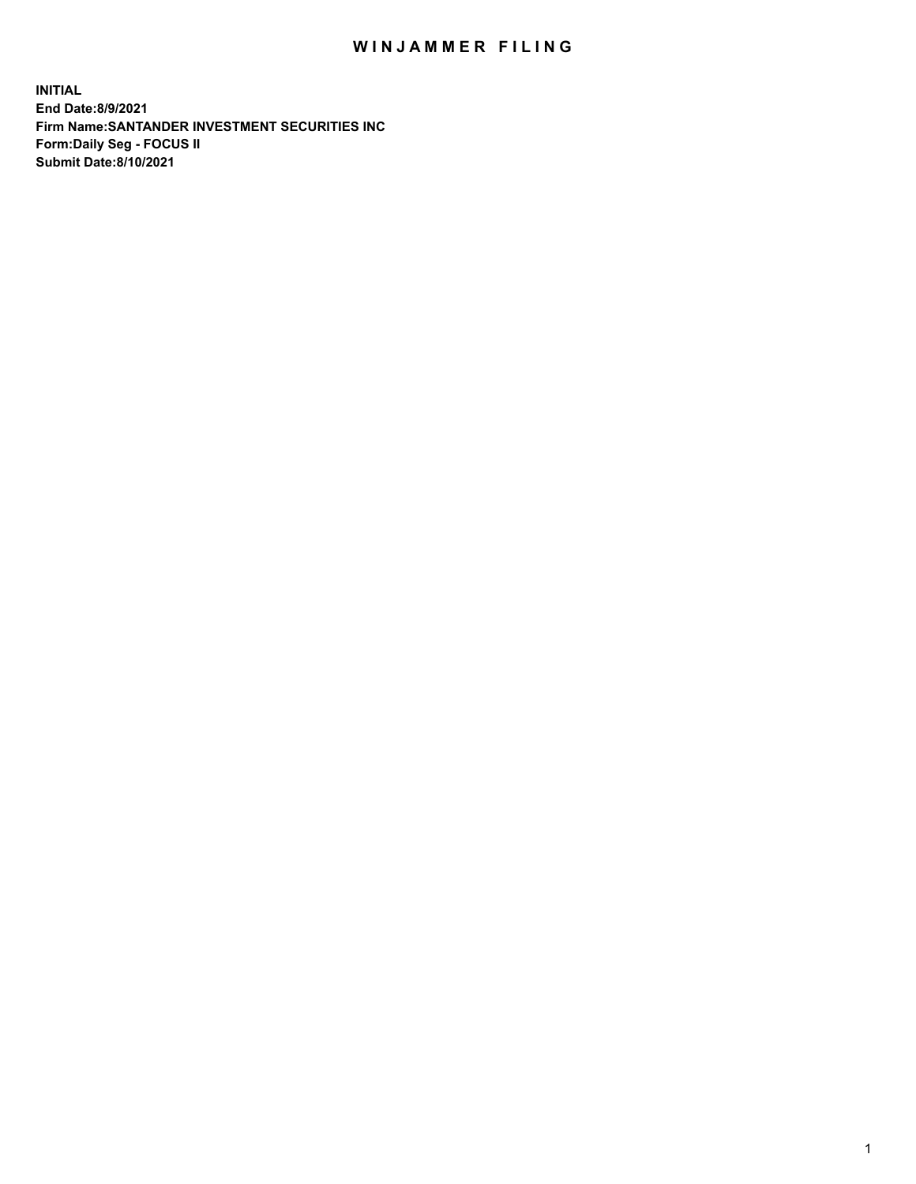# WINJAMMER FILING

**INITIAL**
**End Date:8/9/2021**
**Firm Name:SANTANDER INVESTMENT SECURITIES INC**
**Form:Daily Seg - FOCUS II**
**Submit Date:8/10/2021**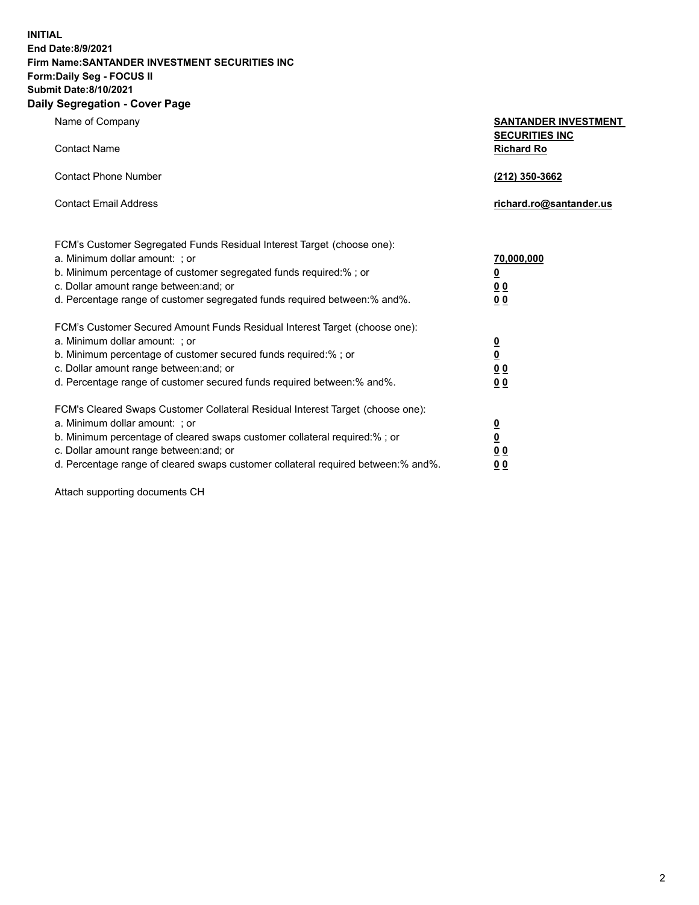**INITIAL**
**End Date:8/9/2021**
**Firm Name:SANTANDER INVESTMENT SECURITIES INC**
**Form:Daily Seg - FOCUS II**
**Submit Date:8/10/2021**

## Daily Segregation - Cover Page

| | |
|---|---|
| Name of Company | **SANTANDER INVESTMENT SECURITIES INC** |
| Contact Name | **Richard Ro** |
| Contact Phone Number | **(212) 350-3662** |
| Contact Email Address | **richard.ro@santander.us** |

| | |
|---|---|
| FCM's Customer Segregated Funds Residual Interest Target (choose one): | |
| a. Minimum dollar amount: ; or | **70,000,000** |
| b. Minimum percentage of customer segregated funds required:% ; or | **0** |
| c. Dollar amount range between:and; or | **0 0** |
| d. Percentage range of customer segregated funds required between:% and%. | **0 0** |
| FCM's Customer Secured Amount Funds Residual Interest Target (choose one): | |
| a. Minimum dollar amount: ; or | **0** |
| b. Minimum percentage of customer secured funds required:% ; or | **0** |
| c. Dollar amount range between:and; or | **0 0** |
| d. Percentage range of customer secured funds required between:% and%. | **0 0** |
| FCM's Cleared Swaps Customer Collateral Residual Interest Target (choose one): | |
| a. Minimum dollar amount: ; or | **0** |
| b. Minimum percentage of cleared swaps customer collateral required:% ; or | **0** |
| c. Dollar amount range between:and; or | **0 0** |
| d. Percentage range of cleared swaps customer collateral required between:% and%. | **0 0** |

Attach supporting documents CH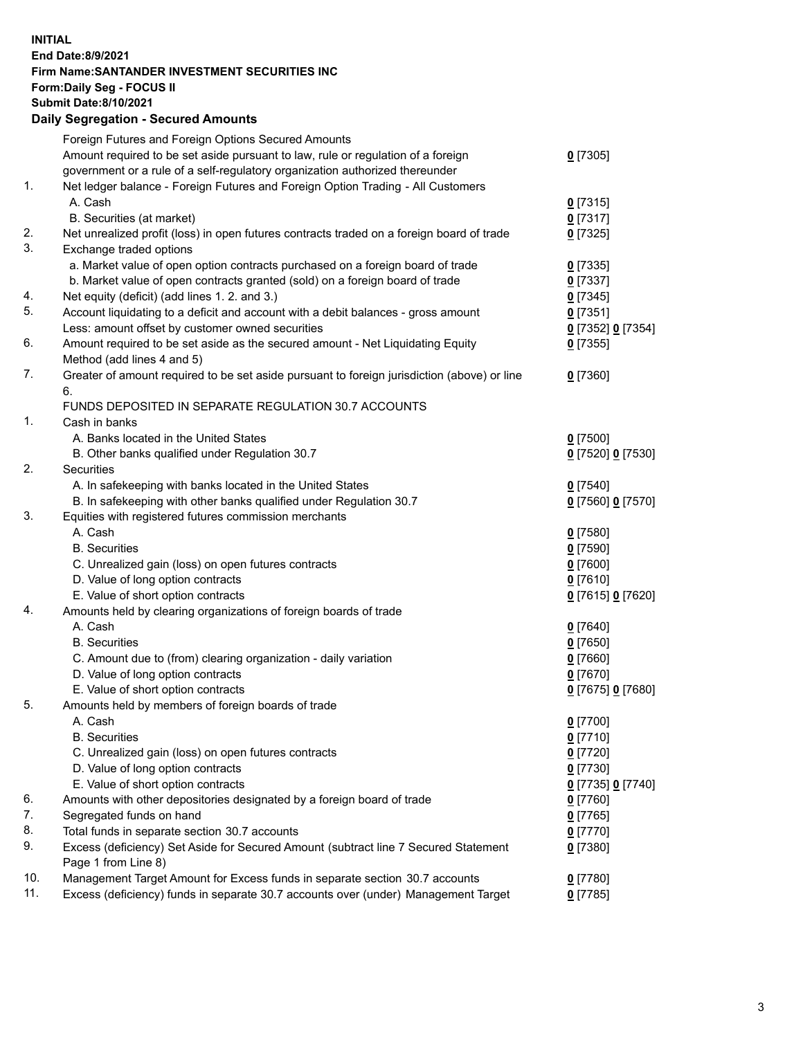**INITIAL**
**End Date:8/9/2021**
**Firm Name:SANTANDER INVESTMENT SECURITIES INC**
**Form:Daily Seg - FOCUS II**
**Submit Date:8/10/2021**

## Daily Segregation - Secured Amounts

| | | |
|---|---|---|
| | Foreign Futures and Foreign Options Secured Amounts | |
| | Amount required to be set aside pursuant to law, rule or regulation of a foreign government or a rule of a self-regulatory organization authorized thereunder | **0** [7305] |
| 1. | Net ledger balance - Foreign Futures and Foreign Option Trading - All Customers | |
| | A. Cash | **0** [7315] |
| | B. Securities (at market) | **0** [7317] |
| 2. | Net unrealized profit (loss) in open futures contracts traded on a foreign board of trade | **0** [7325] |
| 3. | Exchange traded options | |
| | a. Market value of open option contracts purchased on a foreign board of trade | **0** [7335] |
| | b. Market value of open contracts granted (sold) on a foreign board of trade | **0** [7337] |
| 4. | Net equity (deficit) (add lines 1. 2. and 3.) | **0** [7345] |
| 5. | Account liquidating to a deficit and account with a debit balances - gross amount | **0** [7351] |
| | Less: amount offset by customer owned securities | **0** [7352] **0** [7354] |
| 6. | Amount required to be set aside as the secured amount - Net Liquidating Equity Method (add lines 4 and 5) | **0** [7355] |
| 7. | Greater of amount required to be set aside pursuant to foreign jurisdiction (above) or line 6. | **0** [7360] |
| | FUNDS DEPOSITED IN SEPARATE REGULATION 30.7 ACCOUNTS | |
| 1. | Cash in banks | |
| | A. Banks located in the United States | **0** [7500] |
| | B. Other banks qualified under Regulation 30.7 | **0** [7520] **0** [7530] |
| 2. | Securities | |
| | A. In safekeeping with banks located in the United States | **0** [7540] |
| | B. In safekeeping with other banks qualified under Regulation 30.7 | **0** [7560] **0** [7570] |
| 3. | Equities with registered futures commission merchants | |
| | A. Cash | **0** [7580] |
| | B. Securities | **0** [7590] |
| | C. Unrealized gain (loss) on open futures contracts | **0** [7600] |
| | D. Value of long option contracts | **0** [7610] |
| | E. Value of short option contracts | **0** [7615] **0** [7620] |
| 4. | Amounts held by clearing organizations of foreign boards of trade | |
| | A. Cash | **0** [7640] |
| | B. Securities | **0** [7650] |
| | C. Amount due to (from) clearing organization - daily variation | **0** [7660] |
| | D. Value of long option contracts | **0** [7670] |
| | E. Value of short option contracts | **0** [7675] **0** [7680] |
| 5. | Amounts held by members of foreign boards of trade | |
| | A. Cash | **0** [7700] |
| | B. Securities | **0** [7710] |
| | C. Unrealized gain (loss) on open futures contracts | **0** [7720] |
| | D. Value of long option contracts | **0** [7730] |
| | E. Value of short option contracts | **0** [7735] **0** [7740] |
| 6. | Amounts with other depositories designated by a foreign board of trade | **0** [7760] |
| 7. | Segregated funds on hand | **0** [7765] |
| 8. | Total funds in separate section 30.7 accounts | **0** [7770] |
| 9. | Excess (deficiency) Set Aside for Secured Amount (subtract line 7 Secured Statement Page 1 from Line 8) | **0** [7380] |
| 10. | Management Target Amount for Excess funds in separate section 30.7 accounts | **0** [7780] |
| 11. | Excess (deficiency) funds in separate 30.7 accounts over (under) Management Target | **0** [7785] |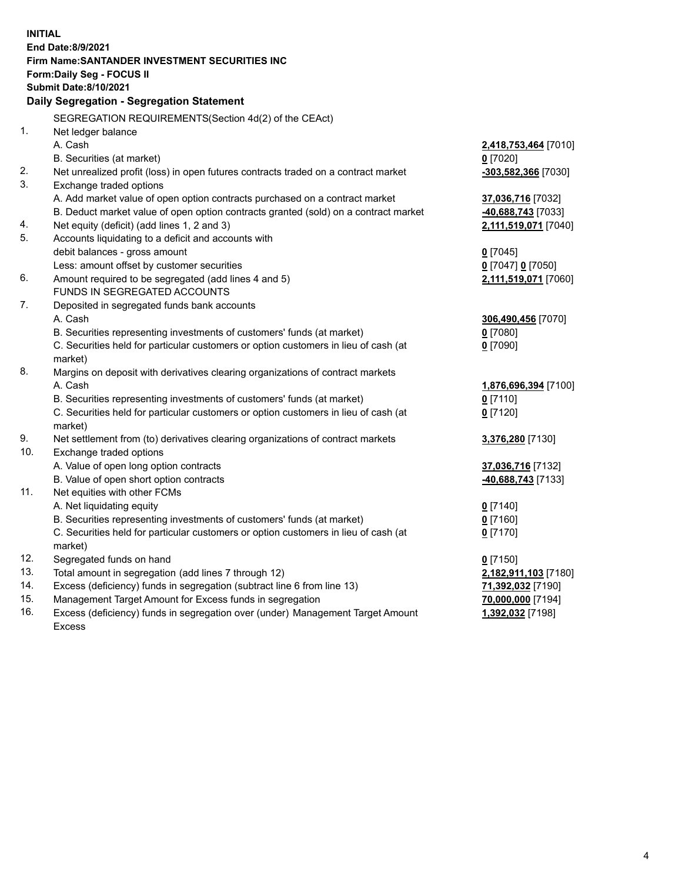**INITIAL**
**End Date:8/9/2021**
**Firm Name:SANTANDER INVESTMENT SECURITIES INC**
**Form:Daily Seg - FOCUS II**
**Submit Date:8/10/2021**

**Daily Segregation - Segregation Statement**

| | | |
|---|---|---|
| | SEGREGATION REQUIREMENTS(Section 4d(2) of the CEAct) | |
| 1. | Net ledger balance | |
| | A. Cash | **2,418,753,464** [7010] |
| | B. Securities (at market) | **0** [7020] |
| 2. | Net unrealized profit (loss) in open futures contracts traded on a contract market | **-303,582,366** [7030] |
| 3. | Exchange traded options | |
| | A. Add market value of open option contracts purchased on a contract market | **37,036,716** [7032] |
| | B. Deduct market value of open option contracts granted (sold) on a contract market | **-40,688,743** [7033] |
| 4. | Net equity (deficit) (add lines 1, 2 and 3) | **2,111,519,071** [7040] |
| 5. | Accounts liquidating to a deficit and accounts with debit balances - gross amount | **0** [7045] |
| | Less: amount offset by customer securities | **0** [7047] **0** [7050] |
| 6. | Amount required to be segregated (add lines 4 and 5) | **2,111,519,071** [7060] |
| | FUNDS IN SEGREGATED ACCOUNTS | |
| 7. | Deposited in segregated funds bank accounts | |
| | A. Cash | **306,490,456** [7070] |
| | B. Securities representing investments of customers' funds (at market) | **0** [7080] |
| | C. Securities held for particular customers or option customers in lieu of cash (at market) | **0** [7090] |
| 8. | Margins on deposit with derivatives clearing organizations of contract markets | |
| | A. Cash | **1,876,696,394** [7100] |
| | B. Securities representing investments of customers' funds (at market) | **0** [7110] |
| | C. Securities held for particular customers or option customers in lieu of cash (at market) | **0** [7120] |
| 9. | Net settlement from (to) derivatives clearing organizations of contract markets | **3,376,280** [7130] |
| 10. | Exchange traded options | |
| | A. Value of open long option contracts | **37,036,716** [7132] |
| | B. Value of open short option contracts | **-40,688,743** [7133] |
| 11. | Net equities with other FCMs | |
| | A. Net liquidating equity | **0** [7140] |
| | B. Securities representing investments of customers' funds (at market) | **0** [7160] |
| | C. Securities held for particular customers or option customers in lieu of cash (at market) | **0** [7170] |
| 12. | Segregated funds on hand | **0** [7150] |
| 13. | Total amount in segregation (add lines 7 through 12) | **2,182,911,103** [7180] |
| 14. | Excess (deficiency) funds in segregation (subtract line 6 from line 13) | **71,392,032** [7190] |
| 15. | Management Target Amount for Excess funds in segregation | **70,000,000** [7194] |
| 16. | Excess (deficiency) funds in segregation over (under) Management Target Amount Excess | **1,392,032** [7198] |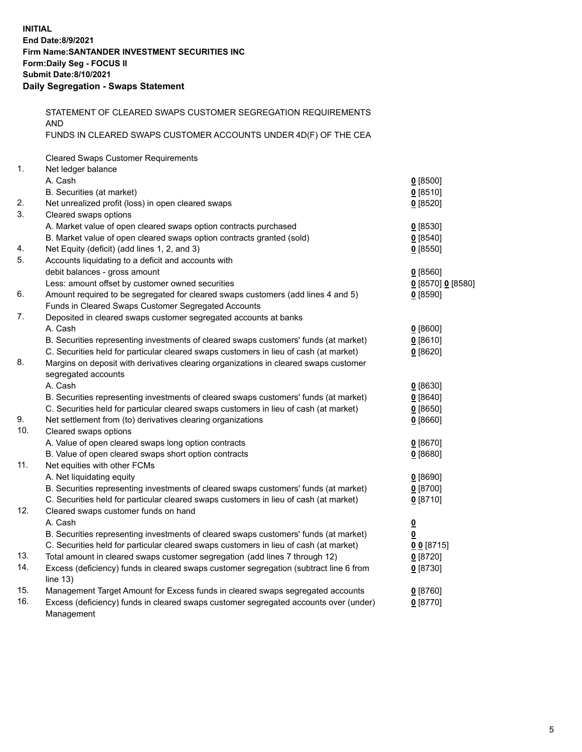**INITIAL**
**End Date:8/9/2021**
**Firm Name:SANTANDER INVESTMENT SECURITIES INC**
**Form:Daily Seg - FOCUS II**
**Submit Date:8/10/2021**
**Daily Segregation - Swaps Statement**

STATEMENT OF CLEARED SWAPS CUSTOMER SEGREGATION REQUIREMENTS AND FUNDS IN CLEARED SWAPS CUSTOMER ACCOUNTS UNDER 4D(F) OF THE CEA

| | | |
|---|---|---|
| | Cleared Swaps Customer Requirements | |
| 1. | Net ledger balance | |
| | A. Cash | 0 [8500] |
| | B. Securities (at market) | 0 [8510] |
| 2. | Net unrealized profit (loss) in open cleared swaps | 0 [8520] |
| 3. | Cleared swaps options | |
| | A. Market value of open cleared swaps option contracts purchased | 0 [8530] |
| | B. Market value of open cleared swaps option contracts granted (sold) | 0 [8540] |
| 4. | Net Equity (deficit) (add lines 1, 2, and 3) | 0 [8550] |
| 5. | Accounts liquidating to a deficit and accounts with debit balances - gross amount | 0 [8560] |
| | Less: amount offset by customer owned securities | 0 [8570] 0 [8580] |
| 6. | Amount required to be segregated for cleared swaps customers (add lines 4 and 5) | 0 [8590] |
| | Funds in Cleared Swaps Customer Segregated Accounts | |
| 7. | Deposited in cleared swaps customer segregated accounts at banks | |
| | A. Cash | 0 [8600] |
| | B. Securities representing investments of cleared swaps customers' funds (at market) | 0 [8610] |
| | C. Securities held for particular cleared swaps customers in lieu of cash (at market) | 0 [8620] |
| 8. | Margins on deposit with derivatives clearing organizations in cleared swaps customer segregated accounts | |
| | A. Cash | 0 [8630] |
| | B. Securities representing investments of cleared swaps customers' funds (at market) | 0 [8640] |
| | C. Securities held for particular cleared swaps customers in lieu of cash (at market) | 0 [8650] |
| 9. | Net settlement from (to) derivatives clearing organizations | 0 [8660] |
| 10. | Cleared swaps options | |
| | A. Value of open cleared swaps long option contracts | 0 [8670] |
| | B. Value of open cleared swaps short option contracts | 0 [8680] |
| 11. | Net equities with other FCMs | |
| | A. Net liquidating equity | 0 [8690] |
| | B. Securities representing investments of cleared swaps customers' funds (at market) | 0 [8700] |
| | C. Securities held for particular cleared swaps customers in lieu of cash (at market) | 0 [8710] |
| 12. | Cleared swaps customer funds on hand | |
| | A. Cash | 0 |
| | B. Securities representing investments of cleared swaps customers' funds (at market) | 0 |
| | C. Securities held for particular cleared swaps customers in lieu of cash (at market) | 0 0 [8715] |
| 13. | Total amount in cleared swaps customer segregation (add lines 7 through 12) | 0 [8720] |
| 14. | Excess (deficiency) funds in cleared swaps customer segregation (subtract line 6 from line 13) | 0 [8730] |
| 15. | Management Target Amount for Excess funds in cleared swaps segregated accounts | 0 [8760] |
| 16. | Excess (deficiency) funds in cleared swaps customer segregated accounts over (under) Management | 0 [8770] |